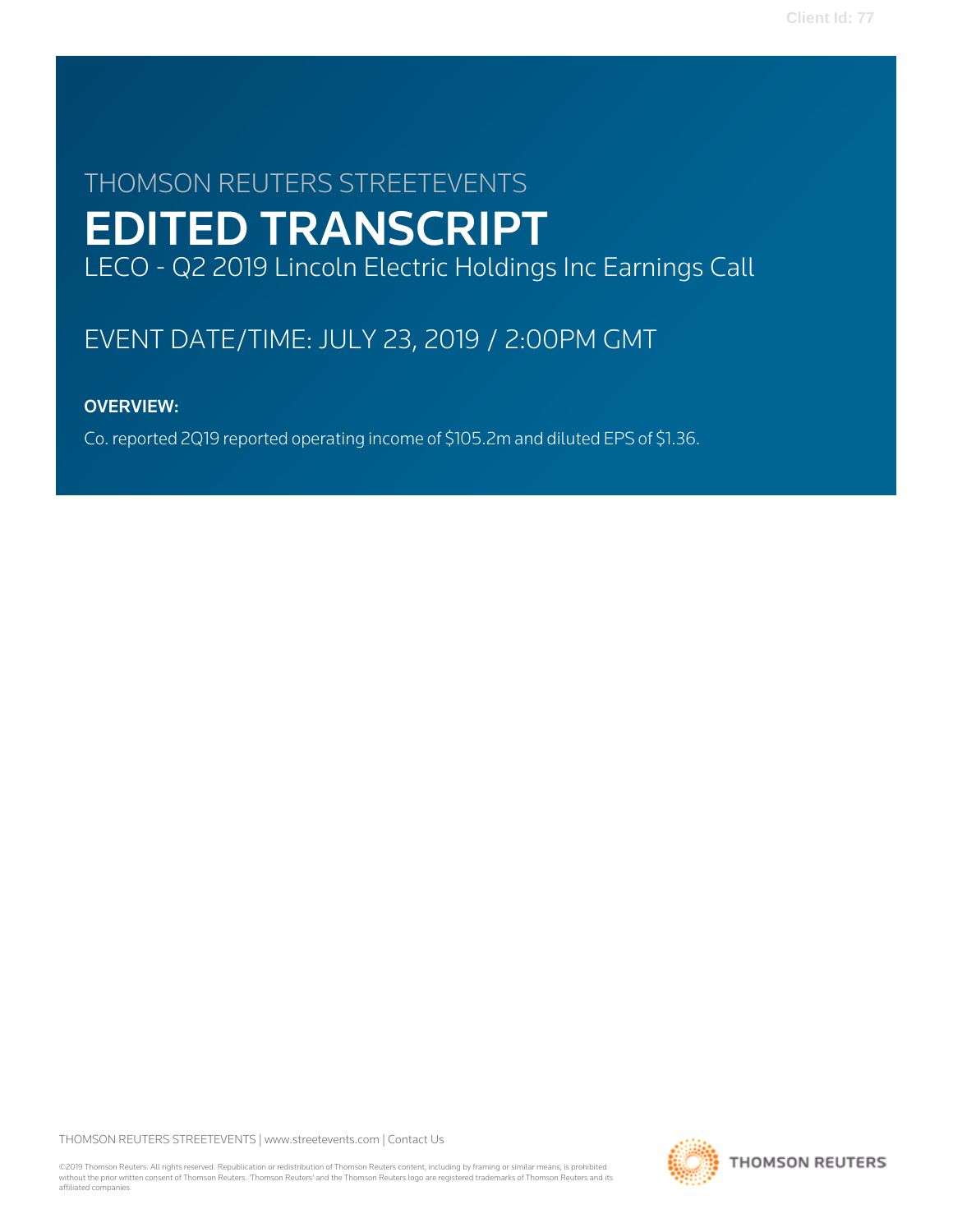THOMSON REUTERS STREETEVENTS

# EDITED TRANSCRIPT

LECO - Q2 2019 Lincoln Electric Holdings Inc Earnings Call

EVENT DATE/TIME: JULY 23, 2019 / 2:00PM GMT

**OVERVIEW:**

Co. reported 2Q19 reported operating income of $105.2m and diluted EPS of $1.36.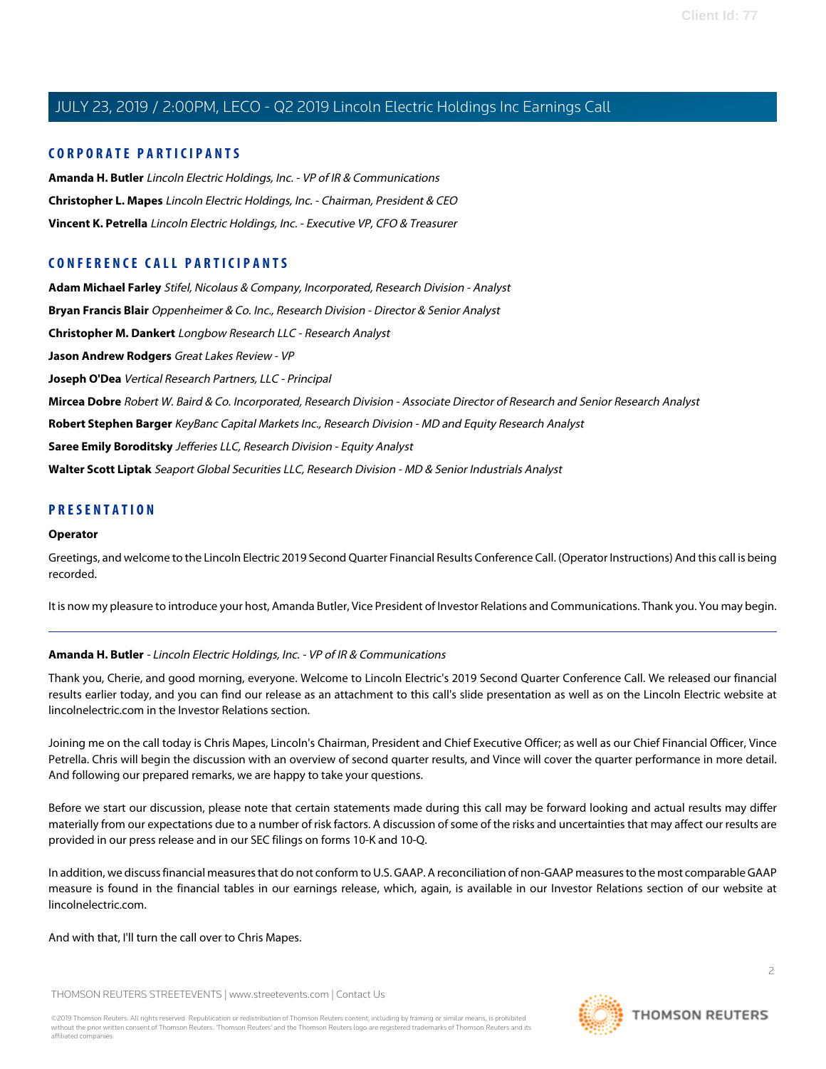## CORPORATE PARTICIPANTS

**Amanda H. Butler** *Lincoln Electric Holdings, Inc. - VP of IR & Communications*

**Christopher L. Mapes** *Lincoln Electric Holdings, Inc. - Chairman, President & CEO*

**Vincent K. Petrella** *Lincoln Electric Holdings, Inc. - Executive VP, CFO & Treasurer*

## CONFERENCE CALL PARTICIPANTS

**Adam Michael Farley** *Stifel, Nicolaus & Company, Incorporated, Research Division - Analyst*

**Bryan Francis Blair** *Oppenheimer & Co. Inc., Research Division - Director & Senior Analyst*

**Christopher M. Dankert** *Longbow Research LLC - Research Analyst*

**Jason Andrew Rodgers** *Great Lakes Review - VP*

**Joseph O'Dea** *Vertical Research Partners, LLC - Principal*

**Mircea Dobre** *Robert W. Baird & Co. Incorporated, Research Division - Associate Director of Research and Senior Research Analyst*

**Robert Stephen Barger** *KeyBanc Capital Markets Inc., Research Division - MD and Equity Research Analyst*

**Saree Emily Boroditsky** *Jefferies LLC, Research Division - Equity Analyst*

**Walter Scott Liptak** *Seaport Global Securities LLC, Research Division - MD & Senior Industrials Analyst*

## PRESENTATION

**Operator**

Greetings, and welcome to the Lincoln Electric 2019 Second Quarter Financial Results Conference Call. (Operator Instructions) And this call is being recorded.

It is now my pleasure to introduce your host, Amanda Butler, Vice President of Investor Relations and Communications. Thank you. You may begin.

---

**Amanda H. Butler** - *Lincoln Electric Holdings, Inc. - VP of IR & Communications*

Thank you, Cherie, and good morning, everyone. Welcome to Lincoln Electric's 2019 Second Quarter Conference Call. We released our financial results earlier today, and you can find our release as an attachment to this call's slide presentation as well as on the Lincoln Electric website at lincolnelectric.com in the Investor Relations section.

Joining me on the call today is Chris Mapes, Lincoln's Chairman, President and Chief Executive Officer; as well as our Chief Financial Officer, Vince Petrella. Chris will begin the discussion with an overview of second quarter results, and Vince will cover the quarter performance in more detail. And following our prepared remarks, we are happy to take your questions.

Before we start our discussion, please note that certain statements made during this call may be forward looking and actual results may differ materially from our expectations due to a number of risk factors. A discussion of some of the risks and uncertainties that may affect our results are provided in our press release and in our SEC filings on forms 10-K and 10-Q.

In addition, we discuss financial measures that do not conform to U.S. GAAP. A reconciliation of non-GAAP measures to the most comparable GAAP measure is found in the financial tables in our earnings release, which, again, is available in our Investor Relations section of our website at lincolnelectric.com.

And with that, I'll turn the call over to Chris Mapes.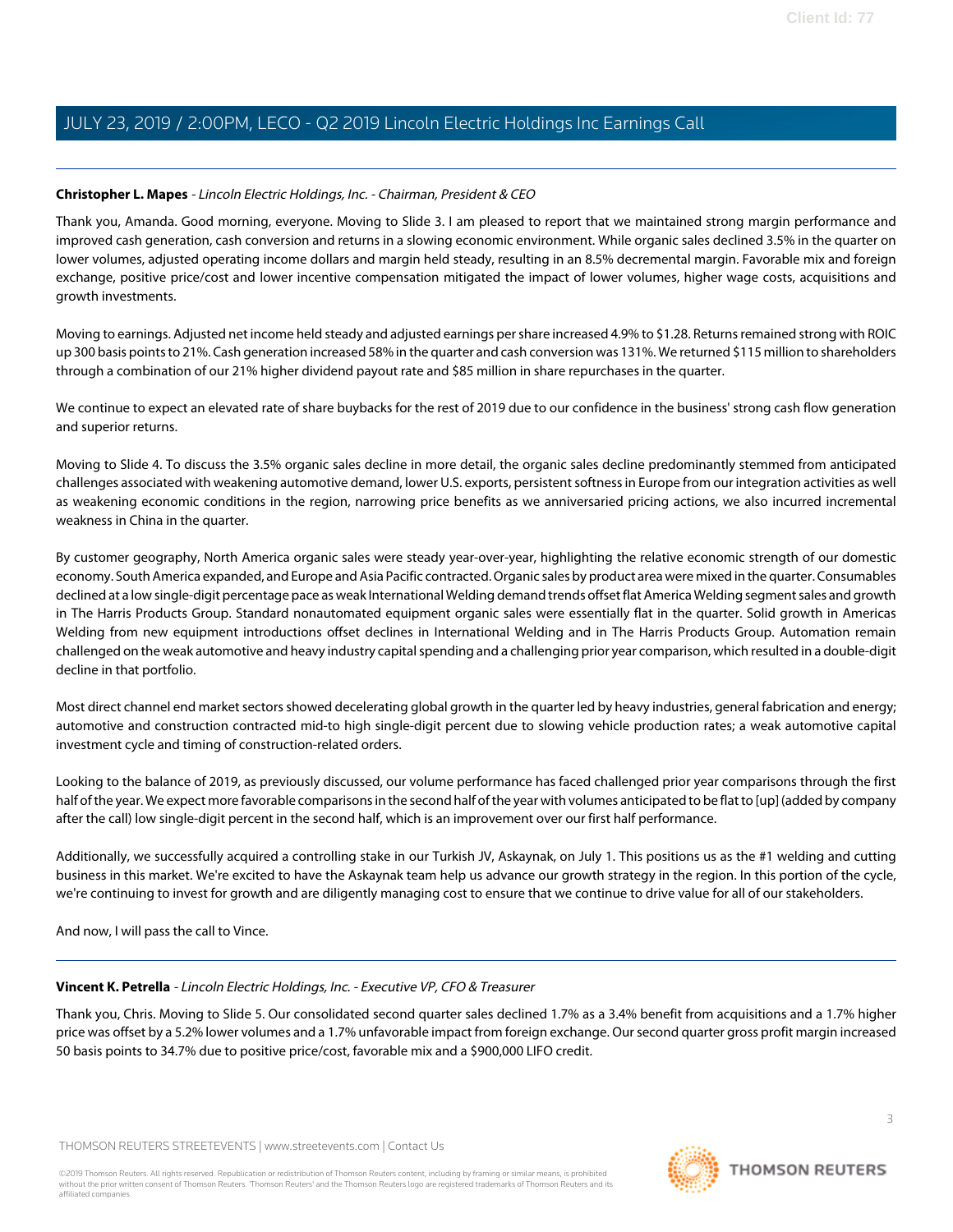**Christopher L. Mapes** - *Lincoln Electric Holdings, Inc. - Chairman, President & CEO*

Thank you, Amanda. Good morning, everyone. Moving to Slide 3. I am pleased to report that we maintained strong margin performance and improved cash generation, cash conversion and returns in a slowing economic environment. While organic sales declined 3.5% in the quarter on lower volumes, adjusted operating income dollars and margin held steady, resulting in an 8.5% decremental margin. Favorable mix and foreign exchange, positive price/cost and lower incentive compensation mitigated the impact of lower volumes, higher wage costs, acquisitions and growth investments.

Moving to earnings. Adjusted net income held steady and adjusted earnings per share increased 4.9% to $1.28. Returns remained strong with ROIC up 300 basis points to 21%. Cash generation increased 58% in the quarter and cash conversion was 131%. We returned $115 million to shareholders through a combination of our 21% higher dividend payout rate and $85 million in share repurchases in the quarter.

We continue to expect an elevated rate of share buybacks for the rest of 2019 due to our confidence in the business' strong cash flow generation and superior returns.

Moving to Slide 4. To discuss the 3.5% organic sales decline in more detail, the organic sales decline predominantly stemmed from anticipated challenges associated with weakening automotive demand, lower U.S. exports, persistent softness in Europe from our integration activities as well as weakening economic conditions in the region, narrowing price benefits as we anniversaried pricing actions, we also incurred incremental weakness in China in the quarter.

By customer geography, North America organic sales were steady year-over-year, highlighting the relative economic strength of our domestic economy. South America expanded, and Europe and Asia Pacific contracted. Organic sales by product area were mixed in the quarter. Consumables declined at a low single-digit percentage pace as weak International Welding demand trends offset flat America Welding segment sales and growth in The Harris Products Group. Standard nonautomated equipment organic sales were essentially flat in the quarter. Solid growth in Americas Welding from new equipment introductions offset declines in International Welding and in The Harris Products Group. Automation remain challenged on the weak automotive and heavy industry capital spending and a challenging prior year comparison, which resulted in a double-digit decline in that portfolio.

Most direct channel end market sectors showed decelerating global growth in the quarter led by heavy industries, general fabrication and energy; automotive and construction contracted mid-to high single-digit percent due to slowing vehicle production rates; a weak automotive capital investment cycle and timing of construction-related orders.

Looking to the balance of 2019, as previously discussed, our volume performance has faced challenged prior year comparisons through the first half of the year. We expect more favorable comparisons in the second half of the year with volumes anticipated to be flat to [up] (added by company after the call) low single-digit percent in the second half, which is an improvement over our first half performance.

Additionally, we successfully acquired a controlling stake in our Turkish JV, Askaynak, on July 1. This positions us as the #1 welding and cutting business in this market. We're excited to have the Askaynak team help us advance our growth strategy in the region. In this portion of the cycle, we're continuing to invest for growth and are diligently managing cost to ensure that we continue to drive value for all of our stakeholders.

And now, I will pass the call to Vince.

---

**Vincent K. Petrella** - *Lincoln Electric Holdings, Inc. - Executive VP, CFO & Treasurer*

Thank you, Chris. Moving to Slide 5. Our consolidated second quarter sales declined 1.7% as a 3.4% benefit from acquisitions and a 1.7% higher price was offset by a 5.2% lower volumes and a 1.7% unfavorable impact from foreign exchange. Our second quarter gross profit margin increased 50 basis points to 34.7% due to positive price/cost, favorable mix and a $900,000 LIFO credit.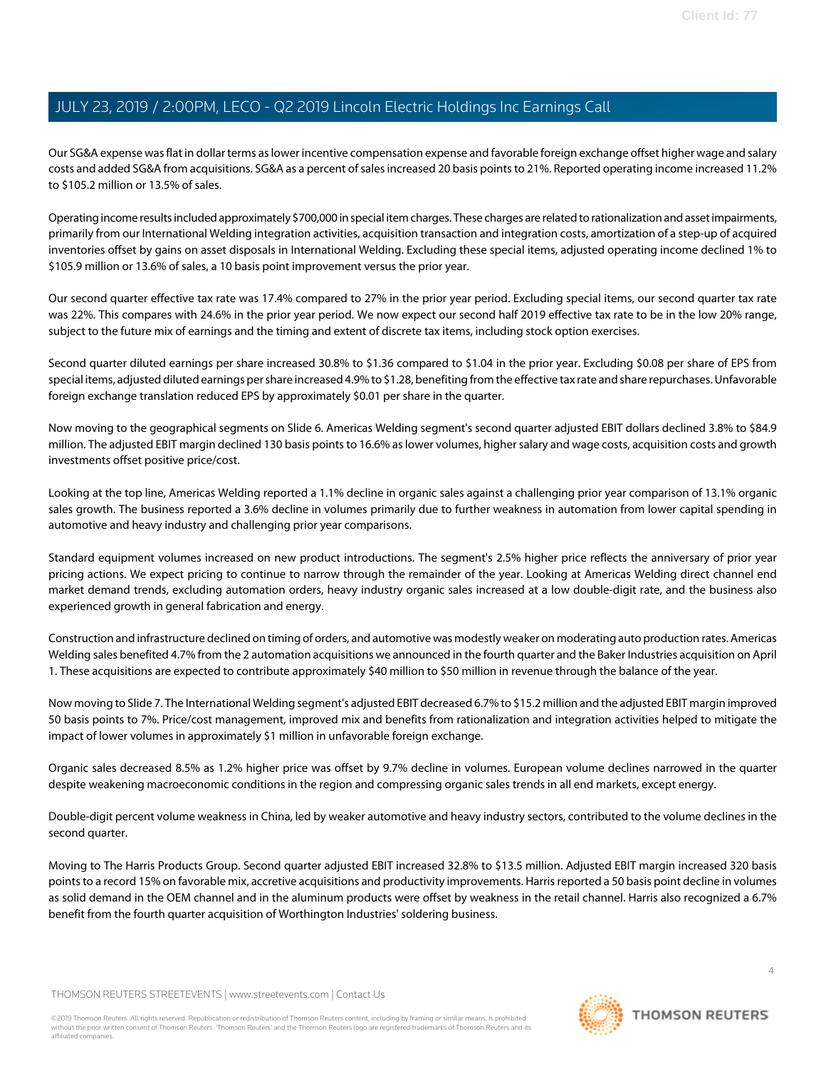Our SG&A expense was flat in dollar terms as lower incentive compensation expense and favorable foreign exchange offset higher wage and salary costs and added SG&A from acquisitions. SG&A as a percent of sales increased 20 basis points to 21%. Reported operating income increased 11.2% to $105.2 million or 13.5% of sales.

Operating income results included approximately $700,000 in special item charges. These charges are related to rationalization and asset impairments, primarily from our International Welding integration activities, acquisition transaction and integration costs, amortization of a step-up of acquired inventories offset by gains on asset disposals in International Welding. Excluding these special items, adjusted operating income declined 1% to $105.9 million or 13.6% of sales, a 10 basis point improvement versus the prior year.

Our second quarter effective tax rate was 17.4% compared to 27% in the prior year period. Excluding special items, our second quarter tax rate was 22%. This compares with 24.6% in the prior year period. We now expect our second half 2019 effective tax rate to be in the low 20% range, subject to the future mix of earnings and the timing and extent of discrete tax items, including stock option exercises.

Second quarter diluted earnings per share increased 30.8% to $1.36 compared to $1.04 in the prior year. Excluding $0.08 per share of EPS from special items, adjusted diluted earnings per share increased 4.9% to $1.28, benefiting from the effective tax rate and share repurchases. Unfavorable foreign exchange translation reduced EPS by approximately $0.01 per share in the quarter.

Now moving to the geographical segments on Slide 6. Americas Welding segment's second quarter adjusted EBIT dollars declined 3.8% to $84.9 million. The adjusted EBIT margin declined 130 basis points to 16.6% as lower volumes, higher salary and wage costs, acquisition costs and growth investments offset positive price/cost.

Looking at the top line, Americas Welding reported a 1.1% decline in organic sales against a challenging prior year comparison of 13.1% organic sales growth. The business reported a 3.6% decline in volumes primarily due to further weakness in automation from lower capital spending in automotive and heavy industry and challenging prior year comparisons.

Standard equipment volumes increased on new product introductions. The segment's 2.5% higher price reflects the anniversary of prior year pricing actions. We expect pricing to continue to narrow through the remainder of the year. Looking at Americas Welding direct channel end market demand trends, excluding automation orders, heavy industry organic sales increased at a low double-digit rate, and the business also experienced growth in general fabrication and energy.

Construction and infrastructure declined on timing of orders, and automotive was modestly weaker on moderating auto production rates. Americas Welding sales benefited 4.7% from the 2 automation acquisitions we announced in the fourth quarter and the Baker Industries acquisition on April 1. These acquisitions are expected to contribute approximately $40 million to $50 million in revenue through the balance of the year.

Now moving to Slide 7. The International Welding segment's adjusted EBIT decreased 6.7% to $15.2 million and the adjusted EBIT margin improved 50 basis points to 7%. Price/cost management, improved mix and benefits from rationalization and integration activities helped to mitigate the impact of lower volumes in approximately $1 million in unfavorable foreign exchange.

Organic sales decreased 8.5% as 1.2% higher price was offset by 9.7% decline in volumes. European volume declines narrowed in the quarter despite weakening macroeconomic conditions in the region and compressing organic sales trends in all end markets, except energy.

Double-digit percent volume weakness in China, led by weaker automotive and heavy industry sectors, contributed to the volume declines in the second quarter.

Moving to The Harris Products Group. Second quarter adjusted EBIT increased 32.8% to $13.5 million. Adjusted EBIT margin increased 320 basis points to a record 15% on favorable mix, accretive acquisitions and productivity improvements. Harris reported a 50 basis point decline in volumes as solid demand in the OEM channel and in the aluminum products were offset by weakness in the retail channel. Harris also recognized a 6.7% benefit from the fourth quarter acquisition of Worthington Industries' soldering business.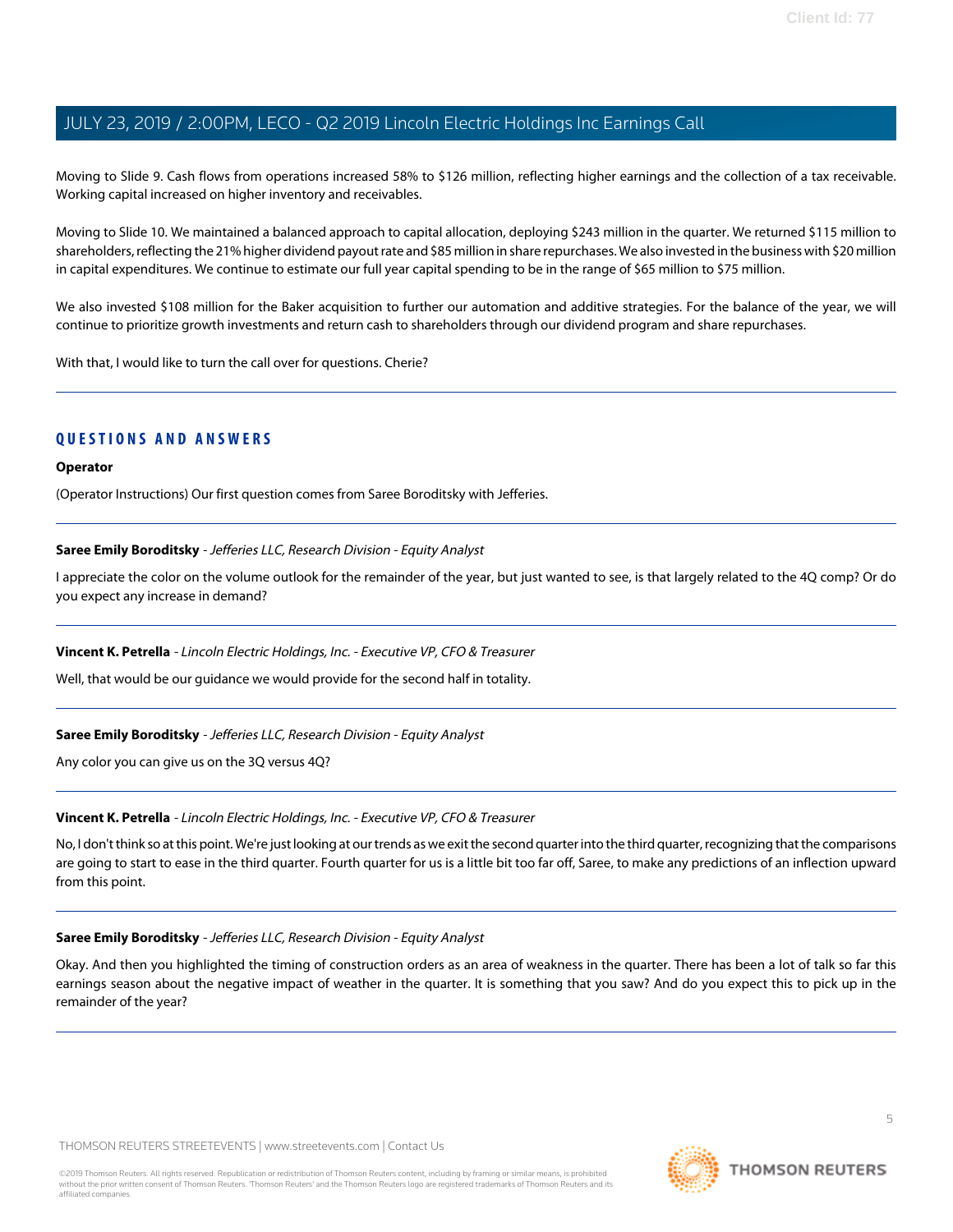Moving to Slide 9. Cash flows from operations increased 58% to $126 million, reflecting higher earnings and the collection of a tax receivable. Working capital increased on higher inventory and receivables.

Moving to Slide 10. We maintained a balanced approach to capital allocation, deploying $243 million in the quarter. We returned $115 million to shareholders, reflecting the 21% higher dividend payout rate and $85 million in share repurchases. We also invested in the business with $20 million in capital expenditures. We continue to estimate our full year capital spending to be in the range of $65 million to $75 million.

We also invested $108 million for the Baker acquisition to further our automation and additive strategies. For the balance of the year, we will continue to prioritize growth investments and return cash to shareholders through our dividend program and share repurchases.

With that, I would like to turn the call over for questions. Cherie?

---

## QUESTIONS AND ANSWERS

**Operator**

(Operator Instructions) Our first question comes from Saree Boroditsky with Jefferies.

---

**Saree Emily Boroditsky** - *Jefferies LLC, Research Division - Equity Analyst*

I appreciate the color on the volume outlook for the remainder of the year, but just wanted to see, is that largely related to the 4Q comp? Or do you expect any increase in demand?

---

**Vincent K. Petrella** - *Lincoln Electric Holdings, Inc. - Executive VP, CFO & Treasurer*

Well, that would be our guidance we would provide for the second half in totality.

---

**Saree Emily Boroditsky** - *Jefferies LLC, Research Division - Equity Analyst*

Any color you can give us on the 3Q versus 4Q?

---

**Vincent K. Petrella** - *Lincoln Electric Holdings, Inc. - Executive VP, CFO & Treasurer*

No, I don't think so at this point. We're just looking at our trends as we exit the second quarter into the third quarter, recognizing that the comparisons are going to start to ease in the third quarter. Fourth quarter for us is a little bit too far off, Saree, to make any predictions of an inflection upward from this point.

---

**Saree Emily Boroditsky** - *Jefferies LLC, Research Division - Equity Analyst*

Okay. And then you highlighted the timing of construction orders as an area of weakness in the quarter. There has been a lot of talk so far this earnings season about the negative impact of weather in the quarter. It is something that you saw? And do you expect this to pick up in the remainder of the year?

---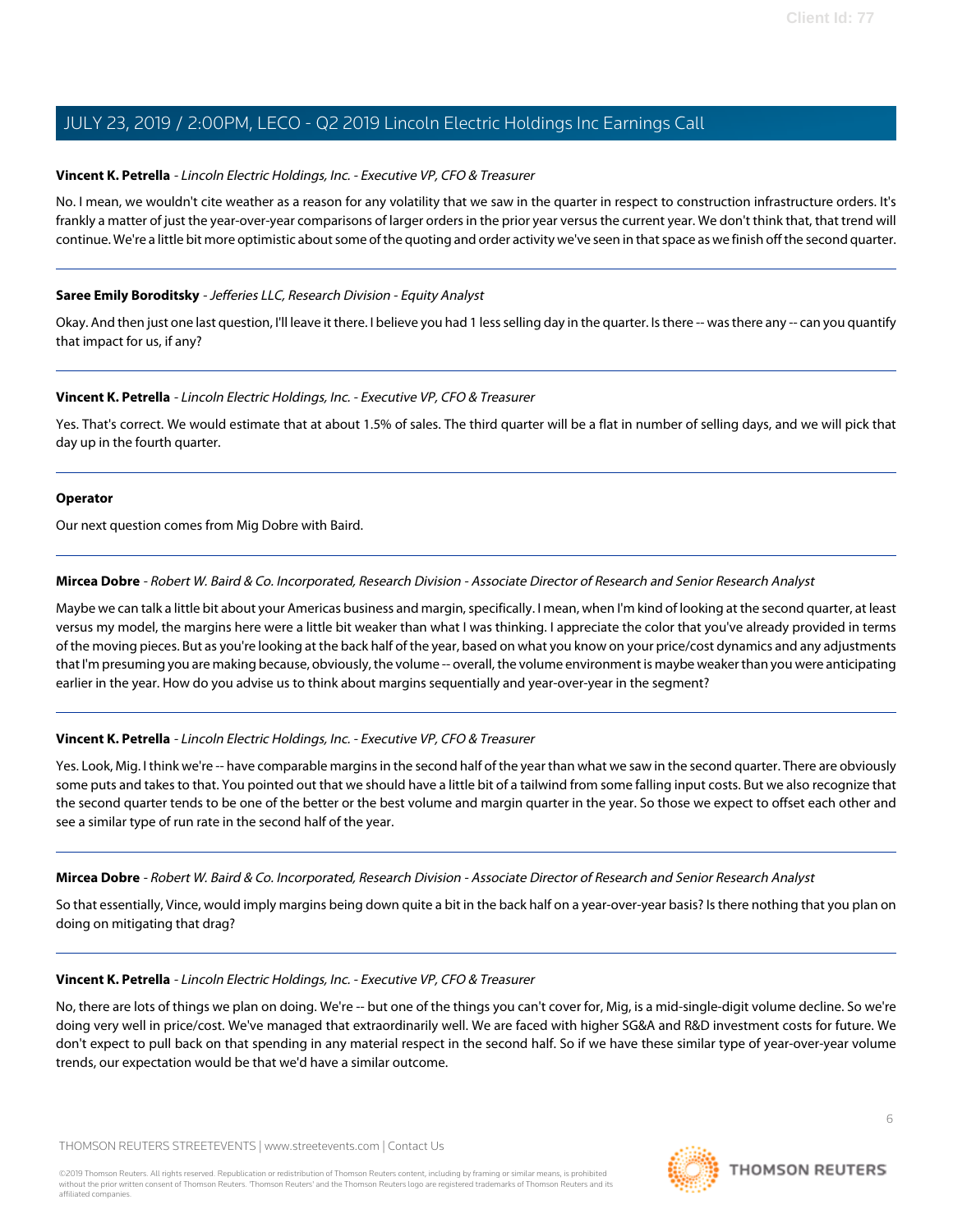**Vincent K. Petrella** - *Lincoln Electric Holdings, Inc. - Executive VP, CFO & Treasurer*

No. I mean, we wouldn't cite weather as a reason for any volatility that we saw in the quarter in respect to construction infrastructure orders. It's frankly a matter of just the year-over-year comparisons of larger orders in the prior year versus the current year. We don't think that, that trend will continue. We're a little bit more optimistic about some of the quoting and order activity we've seen in that space as we finish off the second quarter.

---

**Saree Emily Boroditsky** - *Jefferies LLC, Research Division - Equity Analyst*

Okay. And then just one last question, I'll leave it there. I believe you had 1 less selling day in the quarter. Is there -- was there any -- can you quantify that impact for us, if any?

---

**Vincent K. Petrella** - *Lincoln Electric Holdings, Inc. - Executive VP, CFO & Treasurer*

Yes. That's correct. We would estimate that at about 1.5% of sales. The third quarter will be a flat in number of selling days, and we will pick that day up in the fourth quarter.

---

**Operator**

Our next question comes from Mig Dobre with Baird.

---

**Mircea Dobre** - *Robert W. Baird & Co. Incorporated, Research Division - Associate Director of Research and Senior Research Analyst*

Maybe we can talk a little bit about your Americas business and margin, specifically. I mean, when I'm kind of looking at the second quarter, at least versus my model, the margins here were a little bit weaker than what I was thinking. I appreciate the color that you've already provided in terms of the moving pieces. But as you're looking at the back half of the year, based on what you know on your price/cost dynamics and any adjustments that I'm presuming you are making because, obviously, the volume -- overall, the volume environment is maybe weaker than you were anticipating earlier in the year. How do you advise us to think about margins sequentially and year-over-year in the segment?

---

**Vincent K. Petrella** - *Lincoln Electric Holdings, Inc. - Executive VP, CFO & Treasurer*

Yes. Look, Mig. I think we're -- have comparable margins in the second half of the year than what we saw in the second quarter. There are obviously some puts and takes to that. You pointed out that we should have a little bit of a tailwind from some falling input costs. But we also recognize that the second quarter tends to be one of the better or the best volume and margin quarter in the year. So those we expect to offset each other and see a similar type of run rate in the second half of the year.

---

**Mircea Dobre** - *Robert W. Baird & Co. Incorporated, Research Division - Associate Director of Research and Senior Research Analyst*

So that essentially, Vince, would imply margins being down quite a bit in the back half on a year-over-year basis? Is there nothing that you plan on doing on mitigating that drag?

---

**Vincent K. Petrella** - *Lincoln Electric Holdings, Inc. - Executive VP, CFO & Treasurer*

No, there are lots of things we plan on doing. We're -- but one of the things you can't cover for, Mig, is a mid-single-digit volume decline. So we're doing very well in price/cost. We've managed that extraordinarily well. We are faced with higher SG&A and R&D investment costs for future. We don't expect to pull back on that spending in any material respect in the second half. So if we have these similar type of year-over-year volume trends, our expectation would be that we'd have a similar outcome.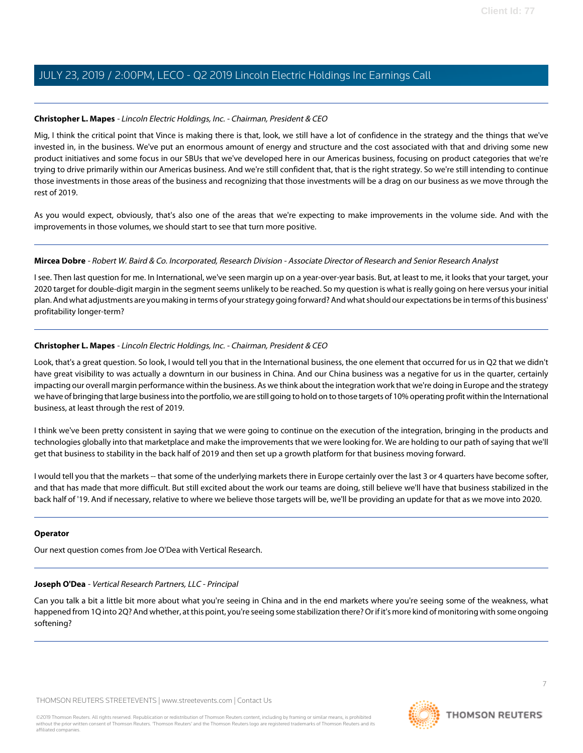**Christopher L. Mapes** - *Lincoln Electric Holdings, Inc. - Chairman, President & CEO*

Mig, I think the critical point that Vince is making there is that, look, we still have a lot of confidence in the strategy and the things that we've invested in, in the business. We've put an enormous amount of energy and structure and the cost associated with that and driving some new product initiatives and some focus in our SBUs that we've developed here in our Americas business, focusing on product categories that we're trying to drive primarily within our Americas business. And we're still confident that, that is the right strategy. So we're still intending to continue those investments in those areas of the business and recognizing that those investments will be a drag on our business as we move through the rest of 2019.

As you would expect, obviously, that's also one of the areas that we're expecting to make improvements in the volume side. And with the improvements in those volumes, we should start to see that turn more positive.

---

**Mircea Dobre** - *Robert W. Baird & Co. Incorporated, Research Division - Associate Director of Research and Senior Research Analyst*

I see. Then last question for me. In International, we've seen margin up on a year-over-year basis. But, at least to me, it looks that your target, your 2020 target for double-digit margin in the segment seems unlikely to be reached. So my question is what is really going on here versus your initial plan. And what adjustments are you making in terms of your strategy going forward? And what should our expectations be in terms of this business' profitability longer-term?

---

**Christopher L. Mapes** - *Lincoln Electric Holdings, Inc. - Chairman, President & CEO*

Look, that's a great question. So look, I would tell you that in the International business, the one element that occurred for us in Q2 that we didn't have great visibility to was actually a downturn in our business in China. And our China business was a negative for us in the quarter, certainly impacting our overall margin performance within the business. As we think about the integration work that we're doing in Europe and the strategy we have of bringing that large business into the portfolio, we are still going to hold on to those targets of 10% operating profit within the International business, at least through the rest of 2019.

I think we've been pretty consistent in saying that we were going to continue on the execution of the integration, bringing in the products and technologies globally into that marketplace and make the improvements that we were looking for. We are holding to our path of saying that we'll get that business to stability in the back half of 2019 and then set up a growth platform for that business moving forward.

I would tell you that the markets -- that some of the underlying markets there in Europe certainly over the last 3 or 4 quarters have become softer, and that has made that more difficult. But still excited about the work our teams are doing, still believe we'll have that business stabilized in the back half of '19. And if necessary, relative to where we believe those targets will be, we'll be providing an update for that as we move into 2020.

---

**Operator**

Our next question comes from Joe O'Dea with Vertical Research.

---

**Joseph O'Dea** - *Vertical Research Partners, LLC - Principal*

Can you talk a bit a little bit more about what you're seeing in China and in the end markets where you're seeing some of the weakness, what happened from 1Q into 2Q? And whether, at this point, you're seeing some stabilization there? Or if it's more kind of monitoring with some ongoing softening?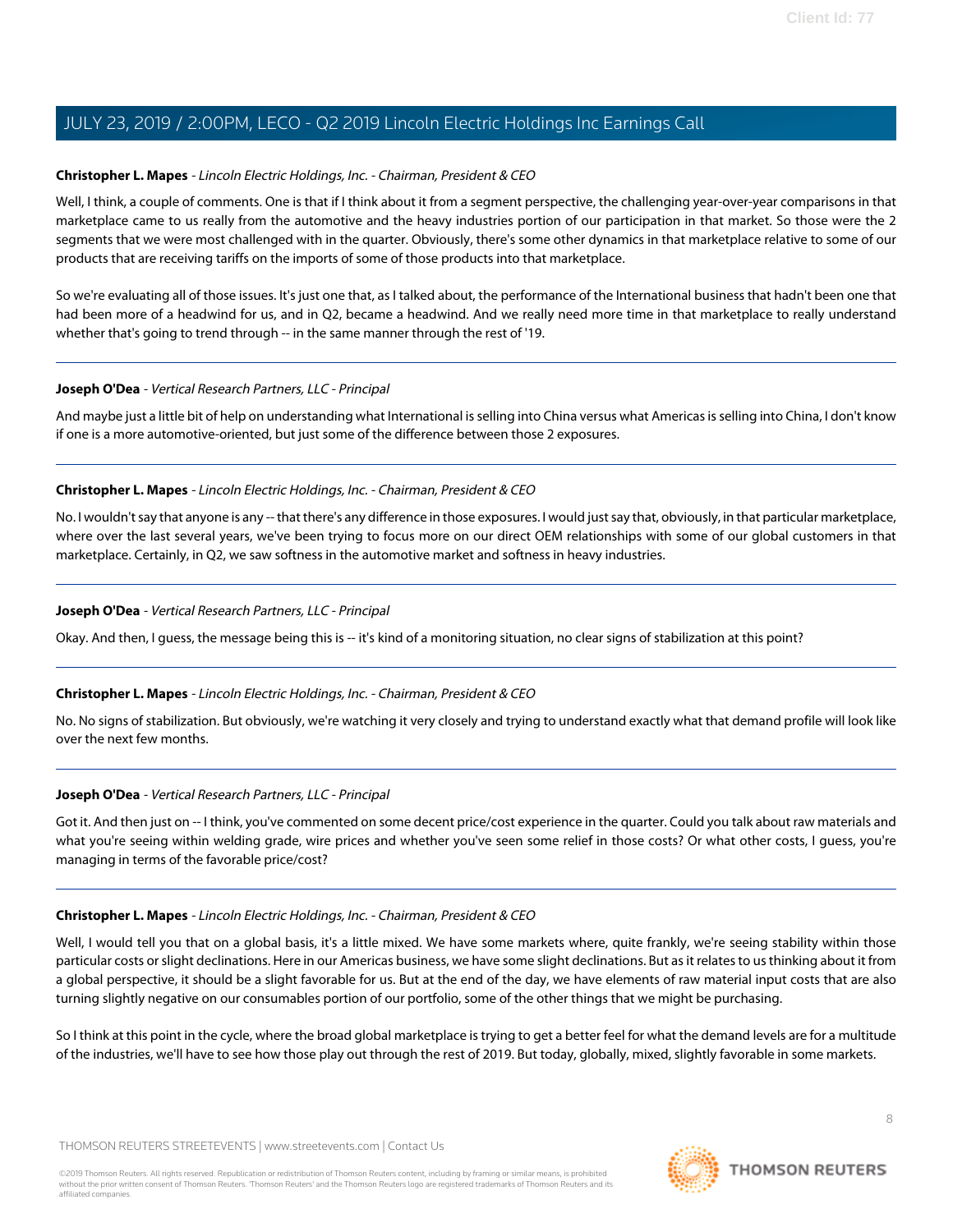**Christopher L. Mapes** - *Lincoln Electric Holdings, Inc. - Chairman, President & CEO*

Well, I think, a couple of comments. One is that if I think about it from a segment perspective, the challenging year-over-year comparisons in that marketplace came to us really from the automotive and the heavy industries portion of our participation in that market. So those were the 2 segments that we were most challenged with in the quarter. Obviously, there's some other dynamics in that marketplace relative to some of our products that are receiving tariffs on the imports of some of those products into that marketplace.

So we're evaluating all of those issues. It's just one that, as I talked about, the performance of the International business that hadn't been one that had been more of a headwind for us, and in Q2, became a headwind. And we really need more time in that marketplace to really understand whether that's going to trend through -- in the same manner through the rest of '19.

---

**Joseph O'Dea** - *Vertical Research Partners, LLC - Principal*

And maybe just a little bit of help on understanding what International is selling into China versus what Americas is selling into China, I don't know if one is a more automotive-oriented, but just some of the difference between those 2 exposures.

---

**Christopher L. Mapes** - *Lincoln Electric Holdings, Inc. - Chairman, President & CEO*

No. I wouldn't say that anyone is any -- that there's any difference in those exposures. I would just say that, obviously, in that particular marketplace, where over the last several years, we've been trying to focus more on our direct OEM relationships with some of our global customers in that marketplace. Certainly, in Q2, we saw softness in the automotive market and softness in heavy industries.

---

**Joseph O'Dea** - *Vertical Research Partners, LLC - Principal*

Okay. And then, I guess, the message being this is -- it's kind of a monitoring situation, no clear signs of stabilization at this point?

---

**Christopher L. Mapes** - *Lincoln Electric Holdings, Inc. - Chairman, President & CEO*

No. No signs of stabilization. But obviously, we're watching it very closely and trying to understand exactly what that demand profile will look like over the next few months.

---

**Joseph O'Dea** - *Vertical Research Partners, LLC - Principal*

Got it. And then just on -- I think, you've commented on some decent price/cost experience in the quarter. Could you talk about raw materials and what you're seeing within welding grade, wire prices and whether you've seen some relief in those costs? Or what other costs, I guess, you're managing in terms of the favorable price/cost?

---

**Christopher L. Mapes** - *Lincoln Electric Holdings, Inc. - Chairman, President & CEO*

Well, I would tell you that on a global basis, it's a little mixed. We have some markets where, quite frankly, we're seeing stability within those particular costs or slight declinations. Here in our Americas business, we have some slight declinations. But as it relates to us thinking about it from a global perspective, it should be a slight favorable for us. But at the end of the day, we have elements of raw material input costs that are also turning slightly negative on our consumables portion of our portfolio, some of the other things that we might be purchasing.

So I think at this point in the cycle, where the broad global marketplace is trying to get a better feel for what the demand levels are for a multitude of the industries, we'll have to see how those play out through the rest of 2019. But today, globally, mixed, slightly favorable in some markets.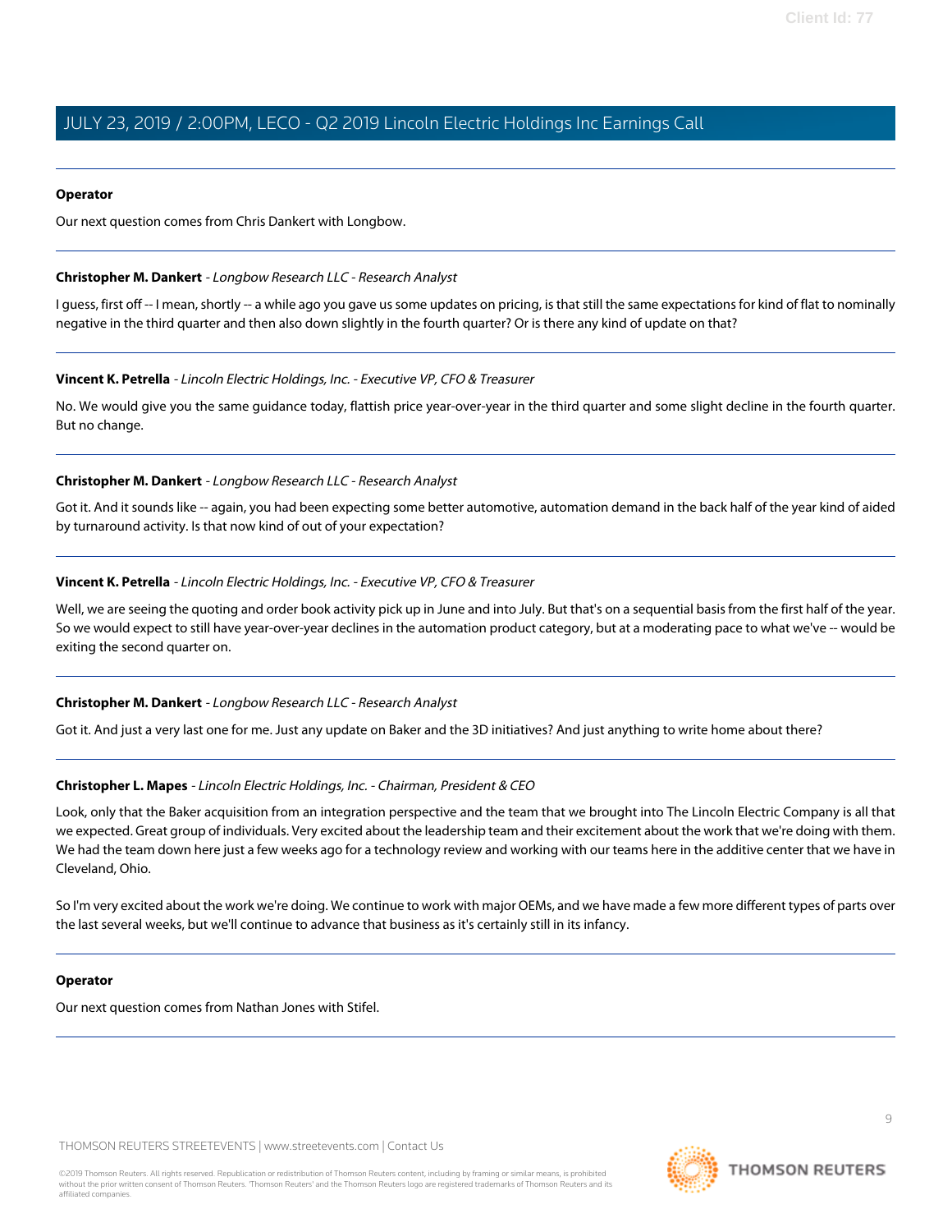**Operator**

Our next question comes from Chris Dankert with Longbow.

**Christopher M. Dankert** - *Longbow Research LLC - Research Analyst*

I guess, first off -- I mean, shortly -- a while ago you gave us some updates on pricing, is that still the same expectations for kind of flat to nominally negative in the third quarter and then also down slightly in the fourth quarter? Or is there any kind of update on that?

**Vincent K. Petrella** - *Lincoln Electric Holdings, Inc. - Executive VP, CFO & Treasurer*

No. We would give you the same guidance today, flattish price year-over-year in the third quarter and some slight decline in the fourth quarter. But no change.

**Christopher M. Dankert** - *Longbow Research LLC - Research Analyst*

Got it. And it sounds like -- again, you had been expecting some better automotive, automation demand in the back half of the year kind of aided by turnaround activity. Is that now kind of out of your expectation?

**Vincent K. Petrella** - *Lincoln Electric Holdings, Inc. - Executive VP, CFO & Treasurer*

Well, we are seeing the quoting and order book activity pick up in June and into July. But that's on a sequential basis from the first half of the year. So we would expect to still have year-over-year declines in the automation product category, but at a moderating pace to what we've -- would be exiting the second quarter on.

**Christopher M. Dankert** - *Longbow Research LLC - Research Analyst*

Got it. And just a very last one for me. Just any update on Baker and the 3D initiatives? And just anything to write home about there?

**Christopher L. Mapes** - *Lincoln Electric Holdings, Inc. - Chairman, President & CEO*

Look, only that the Baker acquisition from an integration perspective and the team that we brought into The Lincoln Electric Company is all that we expected. Great group of individuals. Very excited about the leadership team and their excitement about the work that we're doing with them. We had the team down here just a few weeks ago for a technology review and working with our teams here in the additive center that we have in Cleveland, Ohio.

So I'm very excited about the work we're doing. We continue to work with major OEMs, and we have made a few more different types of parts over the last several weeks, but we'll continue to advance that business as it's certainly still in its infancy.

**Operator**

Our next question comes from Nathan Jones with Stifel.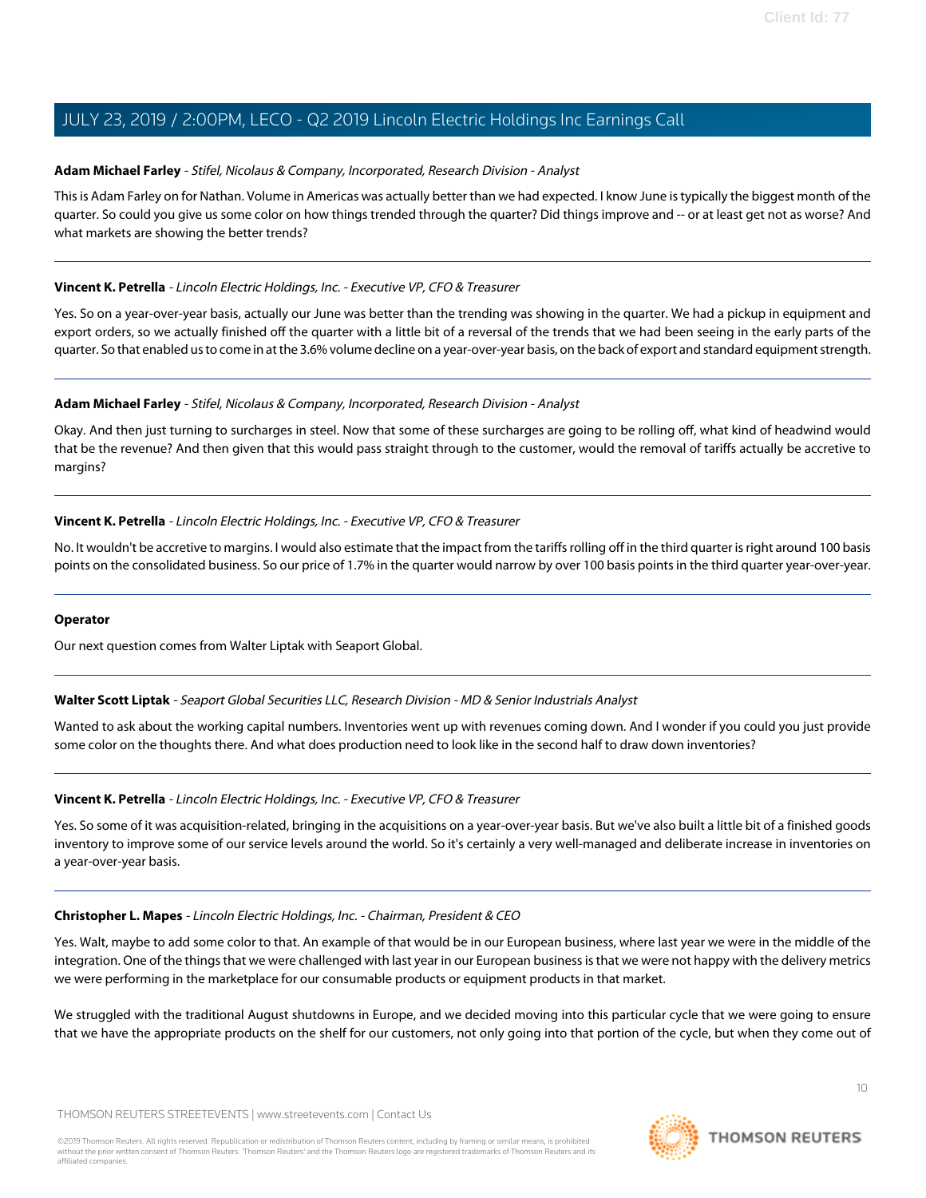**Adam Michael Farley** - *Stifel, Nicolaus & Company, Incorporated, Research Division - Analyst*

This is Adam Farley on for Nathan. Volume in Americas was actually better than we had expected. I know June is typically the biggest month of the quarter. So could you give us some color on how things trended through the quarter? Did things improve and -- or at least get not as worse? And what markets are showing the better trends?

---

**Vincent K. Petrella** - *Lincoln Electric Holdings, Inc. - Executive VP, CFO & Treasurer*

Yes. So on a year-over-year basis, actually our June was better than the trending was showing in the quarter. We had a pickup in equipment and export orders, so we actually finished off the quarter with a little bit of a reversal of the trends that we had been seeing in the early parts of the quarter. So that enabled us to come in at the 3.6% volume decline on a year-over-year basis, on the back of export and standard equipment strength.

---

**Adam Michael Farley** - *Stifel, Nicolaus & Company, Incorporated, Research Division - Analyst*

Okay. And then just turning to surcharges in steel. Now that some of these surcharges are going to be rolling off, what kind of headwind would that be the revenue? And then given that this would pass straight through to the customer, would the removal of tariffs actually be accretive to margins?

---

**Vincent K. Petrella** - *Lincoln Electric Holdings, Inc. - Executive VP, CFO & Treasurer*

No. It wouldn't be accretive to margins. I would also estimate that the impact from the tariffs rolling off in the third quarter is right around 100 basis points on the consolidated business. So our price of 1.7% in the quarter would narrow by over 100 basis points in the third quarter year-over-year.

---

**Operator**

Our next question comes from Walter Liptak with Seaport Global.

---

**Walter Scott Liptak** - *Seaport Global Securities LLC, Research Division - MD & Senior Industrials Analyst*

Wanted to ask about the working capital numbers. Inventories went up with revenues coming down. And I wonder if you could you just provide some color on the thoughts there. And what does production need to look like in the second half to draw down inventories?

---

**Vincent K. Petrella** - *Lincoln Electric Holdings, Inc. - Executive VP, CFO & Treasurer*

Yes. So some of it was acquisition-related, bringing in the acquisitions on a year-over-year basis. But we've also built a little bit of a finished goods inventory to improve some of our service levels around the world. So it's certainly a very well-managed and deliberate increase in inventories on a year-over-year basis.

---

**Christopher L. Mapes** - *Lincoln Electric Holdings, Inc. - Chairman, President & CEO*

Yes. Walt, maybe to add some color to that. An example of that would be in our European business, where last year we were in the middle of the integration. One of the things that we were challenged with last year in our European business is that we were not happy with the delivery metrics we were performing in the marketplace for our consumable products or equipment products in that market.

We struggled with the traditional August shutdowns in Europe, and we decided moving into this particular cycle that we were going to ensure that we have the appropriate products on the shelf for our customers, not only going into that portion of the cycle, but when they come out of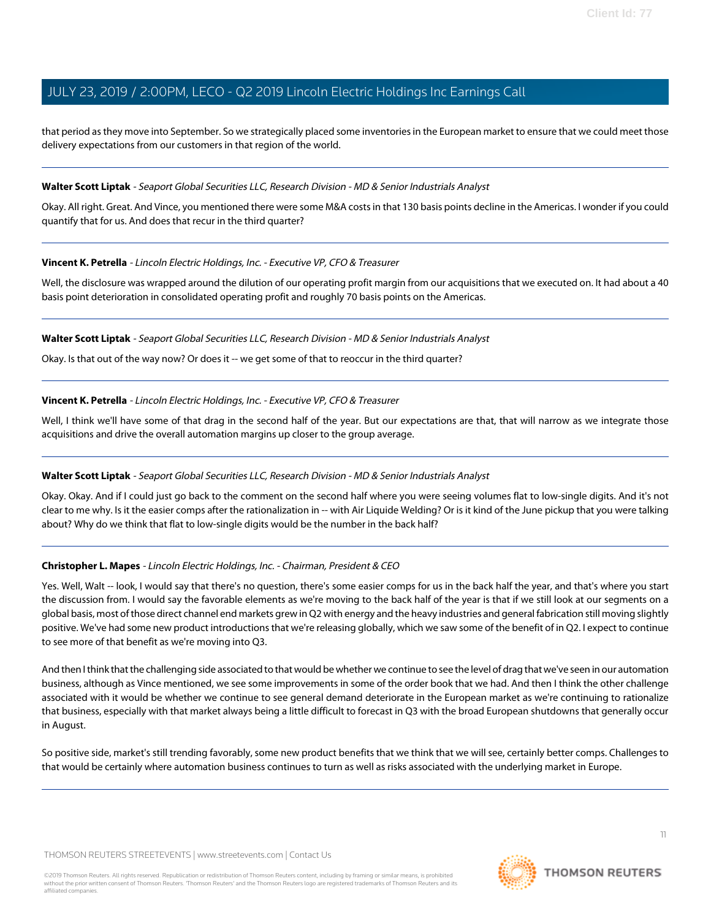that period as they move into September. So we strategically placed some inventories in the European market to ensure that we could meet those delivery expectations from our customers in that region of the world.

---

**Walter Scott Liptak** - *Seaport Global Securities LLC, Research Division - MD & Senior Industrials Analyst*

Okay. All right. Great. And Vince, you mentioned there were some M&A costs in that 130 basis points decline in the Americas. I wonder if you could quantify that for us. And does that recur in the third quarter?

---

**Vincent K. Petrella** - *Lincoln Electric Holdings, Inc. - Executive VP, CFO & Treasurer*

Well, the disclosure was wrapped around the dilution of our operating profit margin from our acquisitions that we executed on. It had about a 40 basis point deterioration in consolidated operating profit and roughly 70 basis points on the Americas.

---

**Walter Scott Liptak** - *Seaport Global Securities LLC, Research Division - MD & Senior Industrials Analyst*

Okay. Is that out of the way now? Or does it -- we get some of that to reoccur in the third quarter?

---

**Vincent K. Petrella** - *Lincoln Electric Holdings, Inc. - Executive VP, CFO & Treasurer*

Well, I think we'll have some of that drag in the second half of the year. But our expectations are that, that will narrow as we integrate those acquisitions and drive the overall automation margins up closer to the group average.

---

**Walter Scott Liptak** - *Seaport Global Securities LLC, Research Division - MD & Senior Industrials Analyst*

Okay. Okay. And if I could just go back to the comment on the second half where you were seeing volumes flat to low-single digits. And it's not clear to me why. Is it the easier comps after the rationalization in -- with Air Liquide Welding? Or is it kind of the June pickup that you were talking about? Why do we think that flat to low-single digits would be the number in the back half?

---

**Christopher L. Mapes** - *Lincoln Electric Holdings, Inc. - Chairman, President & CEO*

Yes. Well, Walt -- look, I would say that there's no question, there's some easier comps for us in the back half the year, and that's where you start the discussion from. I would say the favorable elements as we're moving to the back half of the year is that if we still look at our segments on a global basis, most of those direct channel end markets grew in Q2 with energy and the heavy industries and general fabrication still moving slightly positive. We've had some new product introductions that we're releasing globally, which we saw some of the benefit of in Q2. I expect to continue to see more of that benefit as we're moving into Q3.

And then I think that the challenging side associated to that would be whether we continue to see the level of drag that we've seen in our automation business, although as Vince mentioned, we see some improvements in some of the order book that we had. And then I think the other challenge associated with it would be whether we continue to see general demand deteriorate in the European market as we're continuing to rationalize that business, especially with that market always being a little difficult to forecast in Q3 with the broad European shutdowns that generally occur in August.

So positive side, market's still trending favorably, some new product benefits that we think that we will see, certainly better comps. Challenges to that would be certainly where automation business continues to turn as well as risks associated with the underlying market in Europe.

---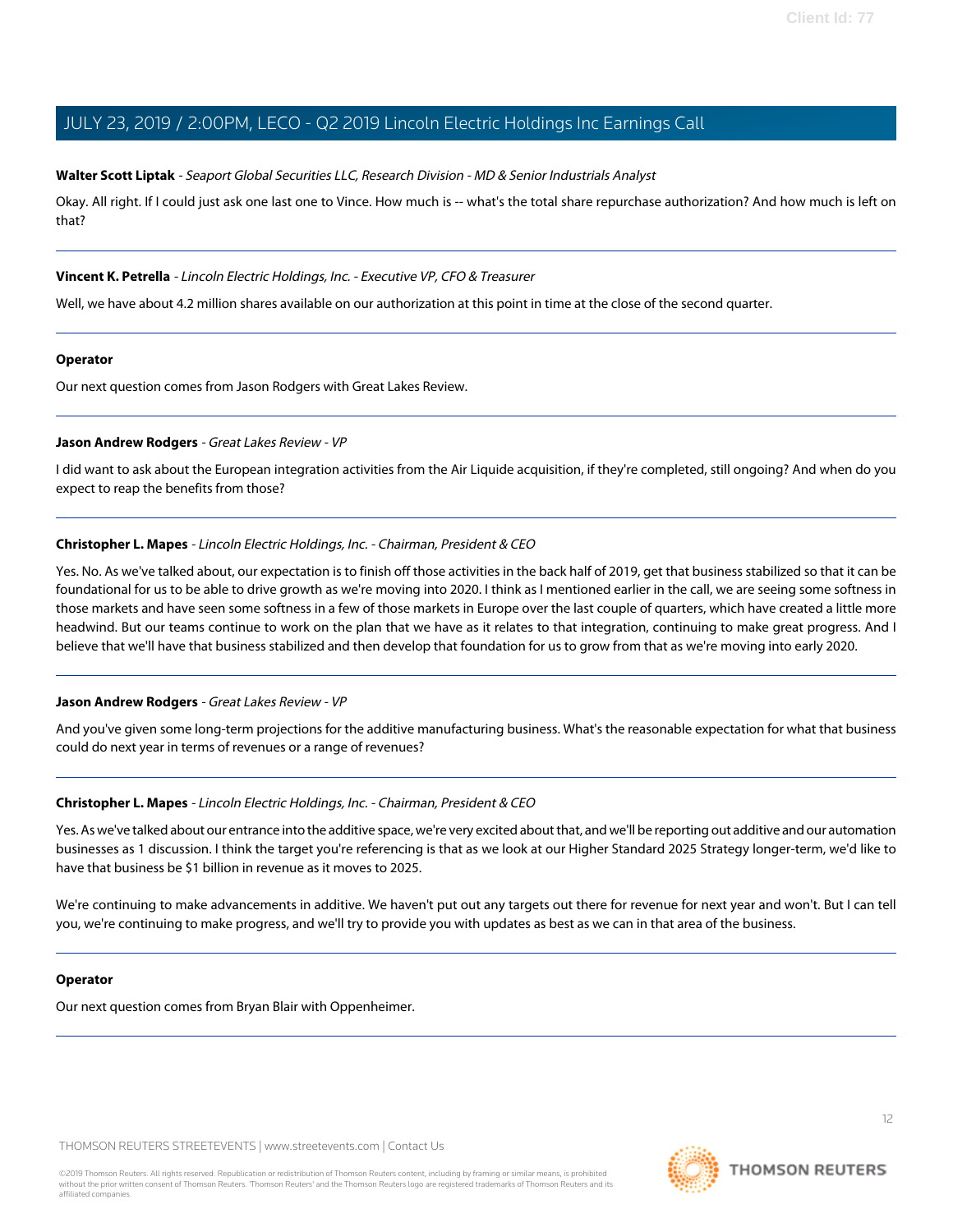**Walter Scott Liptak** - *Seaport Global Securities LLC, Research Division - MD & Senior Industrials Analyst*

Okay. All right. If I could just ask one last one to Vince. How much is -- what's the total share repurchase authorization? And how much is left on that?

---

**Vincent K. Petrella** - *Lincoln Electric Holdings, Inc. - Executive VP, CFO & Treasurer*

Well, we have about 4.2 million shares available on our authorization at this point in time at the close of the second quarter.

---

**Operator**

Our next question comes from Jason Rodgers with Great Lakes Review.

---

**Jason Andrew Rodgers** - *Great Lakes Review - VP*

I did want to ask about the European integration activities from the Air Liquide acquisition, if they're completed, still ongoing? And when do you expect to reap the benefits from those?

---

**Christopher L. Mapes** - *Lincoln Electric Holdings, Inc. - Chairman, President & CEO*

Yes. No. As we've talked about, our expectation is to finish off those activities in the back half of 2019, get that business stabilized so that it can be foundational for us to be able to drive growth as we're moving into 2020. I think as I mentioned earlier in the call, we are seeing some softness in those markets and have seen some softness in a few of those markets in Europe over the last couple of quarters, which have created a little more headwind. But our teams continue to work on the plan that we have as it relates to that integration, continuing to make great progress. And I believe that we'll have that business stabilized and then develop that foundation for us to grow from that as we're moving into early 2020.

---

**Jason Andrew Rodgers** - *Great Lakes Review - VP*

And you've given some long-term projections for the additive manufacturing business. What's the reasonable expectation for what that business could do next year in terms of revenues or a range of revenues?

---

**Christopher L. Mapes** - *Lincoln Electric Holdings, Inc. - Chairman, President & CEO*

Yes. As we've talked about our entrance into the additive space, we're very excited about that, and we'll be reporting out additive and our automation businesses as 1 discussion. I think the target you're referencing is that as we look at our Higher Standard 2025 Strategy longer-term, we'd like to have that business be $1 billion in revenue as it moves to 2025.

We're continuing to make advancements in additive. We haven't put out any targets out there for revenue for next year and won't. But I can tell you, we're continuing to make progress, and we'll try to provide you with updates as best as we can in that area of the business.

---

**Operator**

Our next question comes from Bryan Blair with Oppenheimer.

---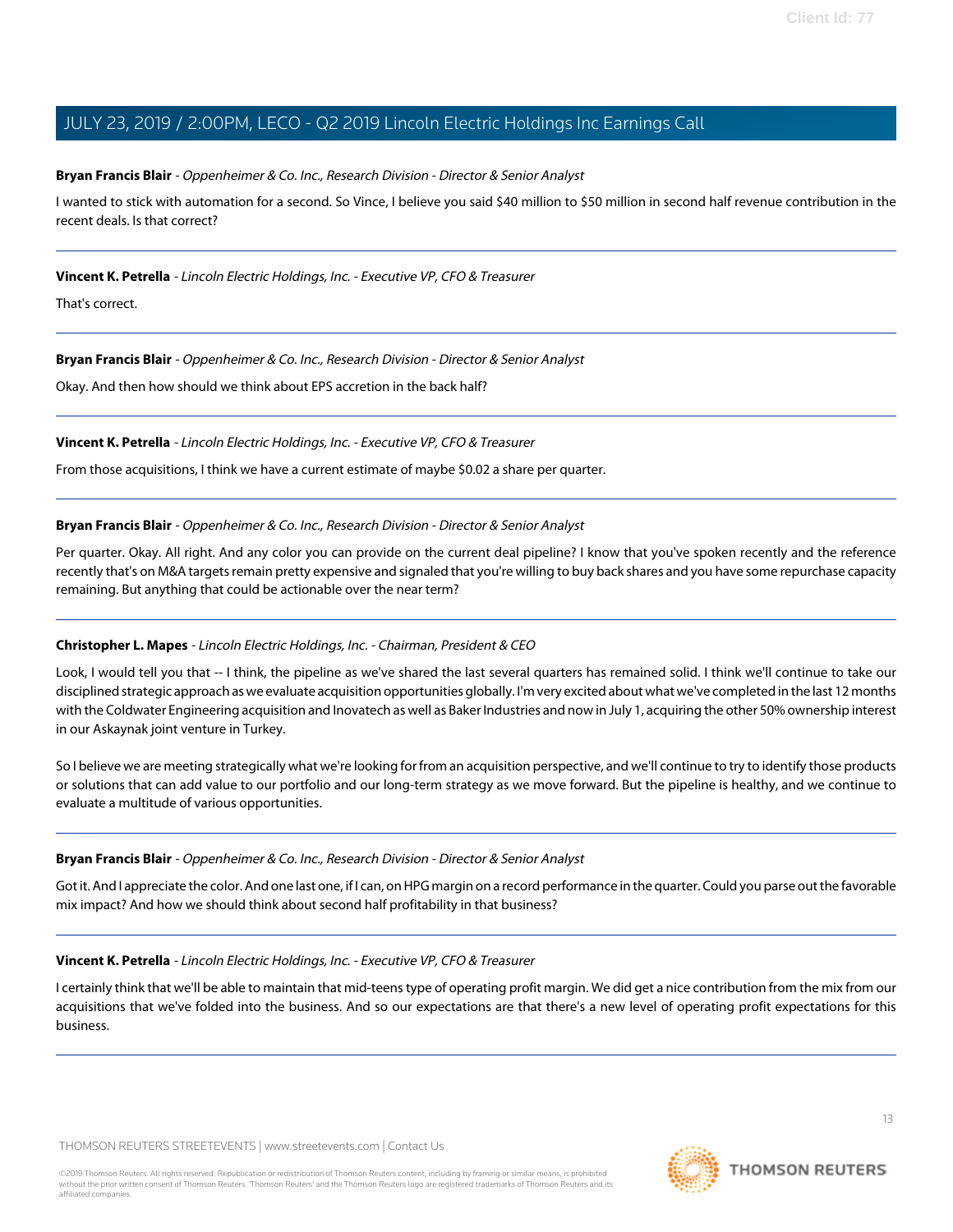**Bryan Francis Blair** - *Oppenheimer & Co. Inc., Research Division - Director & Senior Analyst*

I wanted to stick with automation for a second. So Vince, I believe you said $40 million to $50 million in second half revenue contribution in the recent deals. Is that correct?

---

**Vincent K. Petrella** - *Lincoln Electric Holdings, Inc. - Executive VP, CFO & Treasurer*

That's correct.

---

**Bryan Francis Blair** - *Oppenheimer & Co. Inc., Research Division - Director & Senior Analyst*

Okay. And then how should we think about EPS accretion in the back half?

---

**Vincent K. Petrella** - *Lincoln Electric Holdings, Inc. - Executive VP, CFO & Treasurer*

From those acquisitions, I think we have a current estimate of maybe $0.02 a share per quarter.

---

**Bryan Francis Blair** - *Oppenheimer & Co. Inc., Research Division - Director & Senior Analyst*

Per quarter. Okay. All right. And any color you can provide on the current deal pipeline? I know that you've spoken recently and the reference recently that's on M&A targets remain pretty expensive and signaled that you're willing to buy back shares and you have some repurchase capacity remaining. But anything that could be actionable over the near term?

---

**Christopher L. Mapes** - *Lincoln Electric Holdings, Inc. - Chairman, President & CEO*

Look, I would tell you that -- I think, the pipeline as we've shared the last several quarters has remained solid. I think we'll continue to take our disciplined strategic approach as we evaluate acquisition opportunities globally. I'm very excited about what we've completed in the last 12 months with the Coldwater Engineering acquisition and Inovatech as well as Baker Industries and now in July 1, acquiring the other 50% ownership interest in our Askaynak joint venture in Turkey.

So I believe we are meeting strategically what we're looking for from an acquisition perspective, and we'll continue to try to identify those products or solutions that can add value to our portfolio and our long-term strategy as we move forward. But the pipeline is healthy, and we continue to evaluate a multitude of various opportunities.

---

**Bryan Francis Blair** - *Oppenheimer & Co. Inc., Research Division - Director & Senior Analyst*

Got it. And I appreciate the color. And one last one, if I can, on HPG margin on a record performance in the quarter. Could you parse out the favorable mix impact? And how we should think about second half profitability in that business?

---

**Vincent K. Petrella** - *Lincoln Electric Holdings, Inc. - Executive VP, CFO & Treasurer*

I certainly think that we'll be able to maintain that mid-teens type of operating profit margin. We did get a nice contribution from the mix from our acquisitions that we've folded into the business. And so our expectations are that there's a new level of operating profit expectations for this business.

---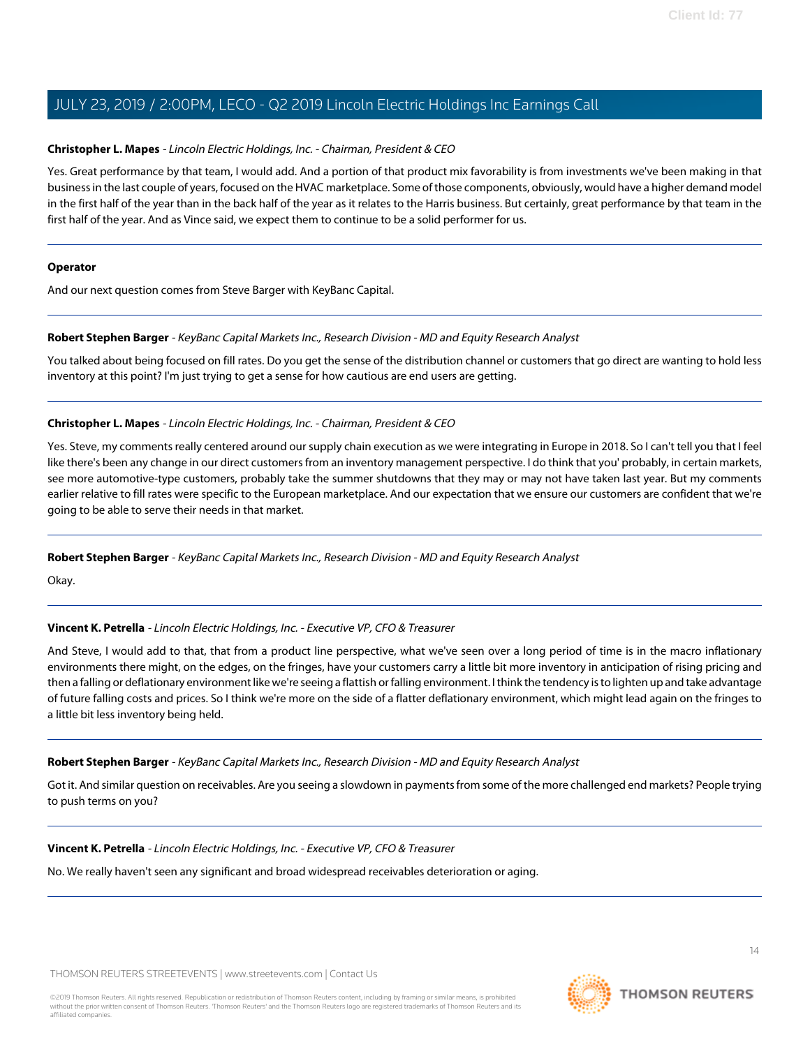**Christopher L. Mapes** - *Lincoln Electric Holdings, Inc. - Chairman, President & CEO*

Yes. Great performance by that team, I would add. And a portion of that product mix favorability is from investments we've been making in that business in the last couple of years, focused on the HVAC marketplace. Some of those components, obviously, would have a higher demand model in the first half of the year than in the back half of the year as it relates to the Harris business. But certainly, great performance by that team in the first half of the year. And as Vince said, we expect them to continue to be a solid performer for us.

---

**Operator**

And our next question comes from Steve Barger with KeyBanc Capital.

---

**Robert Stephen Barger** - *KeyBanc Capital Markets Inc., Research Division - MD and Equity Research Analyst*

You talked about being focused on fill rates. Do you get the sense of the distribution channel or customers that go direct are wanting to hold less inventory at this point? I'm just trying to get a sense for how cautious are end users are getting.

---

**Christopher L. Mapes** - *Lincoln Electric Holdings, Inc. - Chairman, President & CEO*

Yes. Steve, my comments really centered around our supply chain execution as we were integrating in Europe in 2018. So I can't tell you that I feel like there's been any change in our direct customers from an inventory management perspective. I do think that you' probably, in certain markets, see more automotive-type customers, probably take the summer shutdowns that they may or may not have taken last year. But my comments earlier relative to fill rates were specific to the European marketplace. And our expectation that we ensure our customers are confident that we're going to be able to serve their needs in that market.

---

**Robert Stephen Barger** - *KeyBanc Capital Markets Inc., Research Division - MD and Equity Research Analyst*

Okay.

---

**Vincent K. Petrella** - *Lincoln Electric Holdings, Inc. - Executive VP, CFO & Treasurer*

And Steve, I would add to that, that from a product line perspective, what we've seen over a long period of time is in the macro inflationary environments there might, on the edges, on the fringes, have your customers carry a little bit more inventory in anticipation of rising pricing and then a falling or deflationary environment like we're seeing a flattish or falling environment. I think the tendency is to lighten up and take advantage of future falling costs and prices. So I think we're more on the side of a flatter deflationary environment, which might lead again on the fringes to a little bit less inventory being held.

---

**Robert Stephen Barger** - *KeyBanc Capital Markets Inc., Research Division - MD and Equity Research Analyst*

Got it. And similar question on receivables. Are you seeing a slowdown in payments from some of the more challenged end markets? People trying to push terms on you?

---

**Vincent K. Petrella** - *Lincoln Electric Holdings, Inc. - Executive VP, CFO & Treasurer*

No. We really haven't seen any significant and broad widespread receivables deterioration or aging.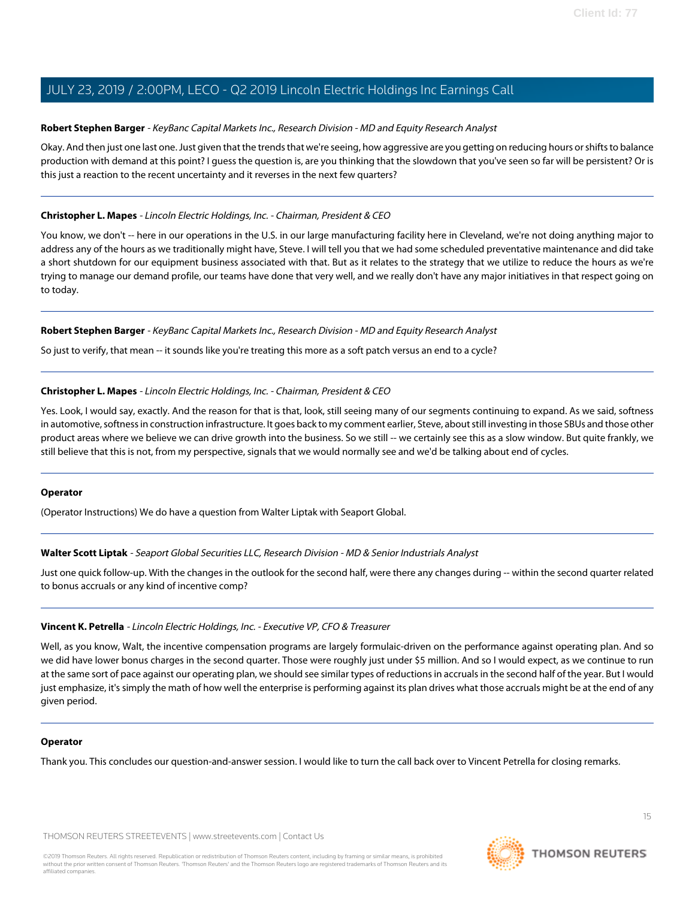**Robert Stephen Barger** - *KeyBanc Capital Markets Inc., Research Division - MD and Equity Research Analyst*

Okay. And then just one last one. Just given that the trends that we're seeing, how aggressive are you getting on reducing hours or shifts to balance production with demand at this point? I guess the question is, are you thinking that the slowdown that you've seen so far will be persistent? Or is this just a reaction to the recent uncertainty and it reverses in the next few quarters?

---

**Christopher L. Mapes** - *Lincoln Electric Holdings, Inc. - Chairman, President & CEO*

You know, we don't -- here in our operations in the U.S. in our large manufacturing facility here in Cleveland, we're not doing anything major to address any of the hours as we traditionally might have, Steve. I will tell you that we had some scheduled preventative maintenance and did take a short shutdown for our equipment business associated with that. But as it relates to the strategy that we utilize to reduce the hours as we're trying to manage our demand profile, our teams have done that very well, and we really don't have any major initiatives in that respect going on to today.

---

**Robert Stephen Barger** - *KeyBanc Capital Markets Inc., Research Division - MD and Equity Research Analyst*

So just to verify, that mean -- it sounds like you're treating this more as a soft patch versus an end to a cycle?

---

**Christopher L. Mapes** - *Lincoln Electric Holdings, Inc. - Chairman, President & CEO*

Yes. Look, I would say, exactly. And the reason for that is that, look, still seeing many of our segments continuing to expand. As we said, softness in automotive, softness in construction infrastructure. It goes back to my comment earlier, Steve, about still investing in those SBUs and those other product areas where we believe we can drive growth into the business. So we still -- we certainly see this as a slow window. But quite frankly, we still believe that this is not, from my perspective, signals that we would normally see and we'd be talking about end of cycles.

---

**Operator**

(Operator Instructions) We do have a question from Walter Liptak with Seaport Global.

---

**Walter Scott Liptak** - *Seaport Global Securities LLC, Research Division - MD & Senior Industrials Analyst*

Just one quick follow-up. With the changes in the outlook for the second half, were there any changes during -- within the second quarter related to bonus accruals or any kind of incentive comp?

---

**Vincent K. Petrella** - *Lincoln Electric Holdings, Inc. - Executive VP, CFO & Treasurer*

Well, as you know, Walt, the incentive compensation programs are largely formulaic-driven on the performance against operating plan. And so we did have lower bonus charges in the second quarter. Those were roughly just under $5 million. And so I would expect, as we continue to run at the same sort of pace against our operating plan, we should see similar types of reductions in accruals in the second half of the year. But I would just emphasize, it's simply the math of how well the enterprise is performing against its plan drives what those accruals might be at the end of any given period.

---

**Operator**

Thank you. This concludes our question-and-answer session. I would like to turn the call back over to Vincent Petrella for closing remarks.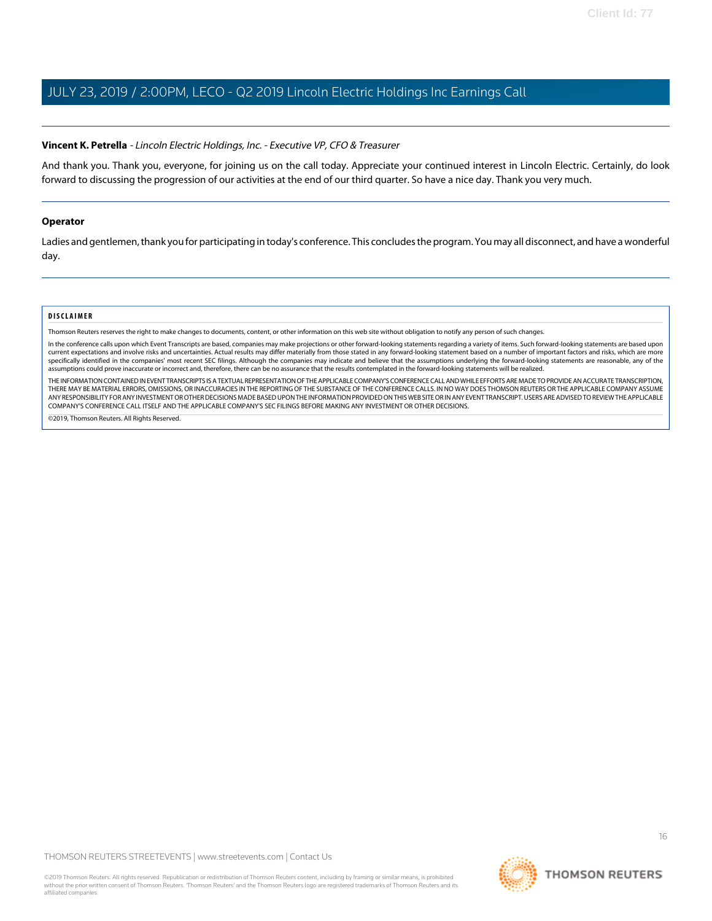**Vincent K. Petrella** - *Lincoln Electric Holdings, Inc. - Executive VP, CFO & Treasurer*

And thank you. Thank you, everyone, for joining us on the call today. Appreciate your continued interest in Lincoln Electric. Certainly, do look forward to discussing the progression of our activities at the end of our third quarter. So have a nice day. Thank you very much.

---

**Operator**

Ladies and gentlemen, thank you for participating in today's conference. This concludes the program. You may all disconnect, and have a wonderful day.

---

**DISCLAIMER**

Thomson Reuters reserves the right to make changes to documents, content, or other information on this web site without obligation to notify any person of such changes.

In the conference calls upon which Event Transcripts are based, companies may make projections or other forward-looking statements regarding a variety of items. Such forward-looking statements are based upon current expectations and involve risks and uncertainties. Actual results may differ materially from those stated in any forward-looking statement based on a number of important factors and risks, which are more specifically identified in the companies' most recent SEC filings. Although the companies may indicate and believe that the assumptions underlying the forward-looking statements are reasonable, any of the assumptions could prove inaccurate or incorrect and, therefore, there can be no assurance that the results contemplated in the forward-looking statements will be realized.

THE INFORMATION CONTAINED IN EVENT TRANSCRIPTS IS A TEXTUAL REPRESENTATION OF THE APPLICABLE COMPANY'S CONFERENCE CALL AND WHILE EFFORTS ARE MADE TO PROVIDE AN ACCURATE TRANSCRIPTION, THERE MAY BE MATERIAL ERRORS, OMISSIONS, OR INACCURACIES IN THE REPORTING OF THE SUBSTANCE OF THE CONFERENCE CALLS. IN NO WAY DOES THOMSON REUTERS OR THE APPLICABLE COMPANY ASSUME ANY RESPONSIBILITY FOR ANY INVESTMENT OR OTHER DECISIONS MADE BASED UPON THE INFORMATION PROVIDED ON THIS WEB SITE OR IN ANY EVENT TRANSCRIPT. USERS ARE ADVISED TO REVIEW THE APPLICABLE COMPANY'S CONFERENCE CALL ITSELF AND THE APPLICABLE COMPANY'S SEC FILINGS BEFORE MAKING ANY INVESTMENT OR OTHER DECISIONS.

©2019, Thomson Reuters. All Rights Reserved.